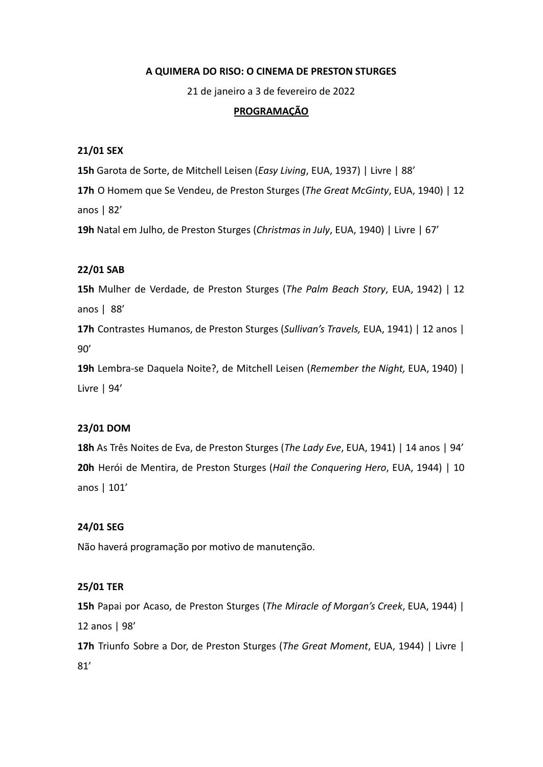**A QUIMERA DO RISO: O CINEMA DE PRESTON STURGES**

21 de janeiro a 3 de fevereiro de 2022

**PROGRAMAÇÃO**

**21/01 SEX**

**15h** Garota de Sorte, de Mitchell Leisen (*Easy Living*, EUA, 1937) | Livre | 88’

**17h** O Homem que Se Vendeu, de Preston Sturges (*The Great McGinty*, EUA, 1940) | 12 anos | 82’

**19h** Natal em Julho, de Preston Sturges (*Christmas in July*, EUA, 1940) | Livre | 67’

**22/01 SAB**

**15h** Mulher de Verdade, de Preston Sturges (*The Palm Beach Story*, EUA, 1942) | 12 anos | 88’

**17h** Contrastes Humanos, de Preston Sturges (*Sullivan’s Travels,* EUA, 1941) | 12 anos | 90’

**19h** Lembra-se Daquela Noite?, de Mitchell Leisen (*Remember the Night,* EUA, 1940) | Livre | 94’

**23/01 DOM**

**18h** As Três Noites de Eva, de Preston Sturges (*The Lady Eve*, EUA, 1941) | 14 anos | 94’

**20h** Herói de Mentira, de Preston Sturges (*Hail the Conquering Hero*, EUA, 1944) | 10 anos | 101’

**24/01 SEG**

Não haverá programação por motivo de manutenção.

**25/01 TER**

**15h** Papai por Acaso, de Preston Sturges (*The Miracle of Morgan’s Creek*, EUA, 1944) | 12 anos | 98’

**17h** Triunfo Sobre a Dor, de Preston Sturges (*The Great Moment*, EUA, 1944) | Livre | 81’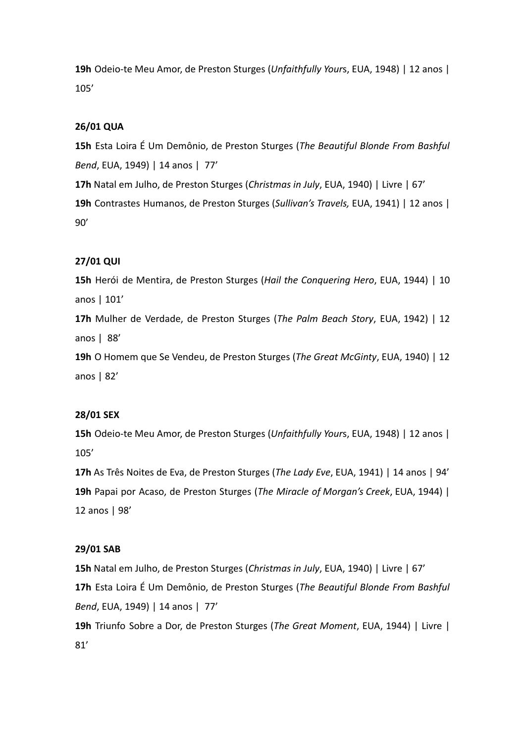**19h** Odeio-te Meu Amor, de Preston Sturges (*Unfaithfully Yours*, EUA, 1948) | 12 anos | 105'

**26/01 QUA**

**15h** Esta Loira É Um Demônio, de Preston Sturges (*The Beautiful Blonde From Bashful Bend*, EUA, 1949) | 14 anos | 77'

**17h** Natal em Julho, de Preston Sturges (*Christmas in July*, EUA, 1940) | Livre | 67'

**19h** Contrastes Humanos, de Preston Sturges (*Sullivan's Travels,* EUA, 1941) | 12 anos | 90'

**27/01 QUI**

**15h** Herói de Mentira, de Preston Sturges (*Hail the Conquering Hero*, EUA, 1944) | 10 anos | 101'

**17h** Mulher de Verdade, de Preston Sturges (*The Palm Beach Story*, EUA, 1942) | 12 anos | 88'

**19h** O Homem que Se Vendeu, de Preston Sturges (*The Great McGinty*, EUA, 1940) | 12 anos | 82'

**28/01 SEX**

**15h** Odeio-te Meu Amor, de Preston Sturges (*Unfaithfully Yours*, EUA, 1948) | 12 anos | 105'

**17h** As Três Noites de Eva, de Preston Sturges (*The Lady Eve*, EUA, 1941) | 14 anos | 94'

**19h** Papai por Acaso, de Preston Sturges (*The Miracle of Morgan's Creek*, EUA, 1944) | 12 anos | 98'

**29/01 SAB**

**15h** Natal em Julho, de Preston Sturges (*Christmas in July*, EUA, 1940) | Livre | 67'

**17h** Esta Loira É Um Demônio, de Preston Sturges (*The Beautiful Blonde From Bashful Bend*, EUA, 1949) | 14 anos | 77'

**19h** Triunfo Sobre a Dor, de Preston Sturges (*The Great Moment*, EUA, 1944) | Livre | 81'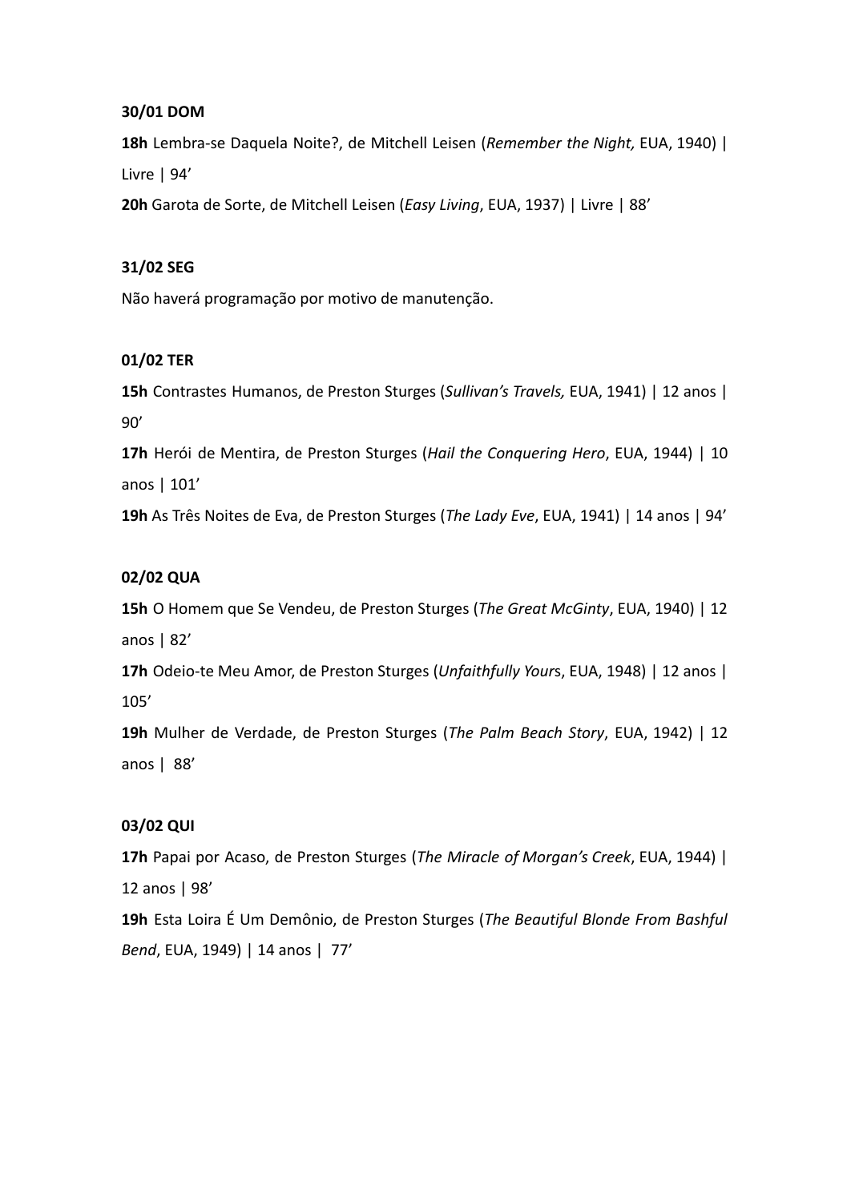**30/01 DOM**

**18h** Lembra-se Daquela Noite?, de Mitchell Leisen (*Remember the Night,* EUA, 1940) | Livre | 94’

**20h** Garota de Sorte, de Mitchell Leisen (*Easy Living*, EUA, 1937) | Livre | 88’

**31/02 SEG**

Não haverá programação por motivo de manutenção.

**01/02 TER**

**15h** Contrastes Humanos, de Preston Sturges (*Sullivan’s Travels,* EUA, 1941) | 12 anos | 90’

**17h** Herói de Mentira, de Preston Sturges (*Hail the Conquering Hero*, EUA, 1944) | 10 anos | 101’

**19h** As Três Noites de Eva, de Preston Sturges (*The Lady Eve*, EUA, 1941) | 14 anos | 94’

**02/02 QUA**

**15h** O Homem que Se Vendeu, de Preston Sturges (*The Great McGinty*, EUA, 1940) | 12 anos | 82’

**17h** Odeio-te Meu Amor, de Preston Sturges (*Unfaithfully Your*s, EUA, 1948) | 12 anos | 105’

**19h** Mulher de Verdade, de Preston Sturges (*The Palm Beach Story*, EUA, 1942) | 12 anos | 88’

**03/02 QUI**

**17h** Papai por Acaso, de Preston Sturges (*The Miracle of Morgan’s Creek*, EUA, 1944) | 12 anos | 98’

**19h** Esta Loira É Um Demônio, de Preston Sturges (*The Beautiful Blonde From Bashful Bend*, EUA, 1949) | 14 anos | 77’